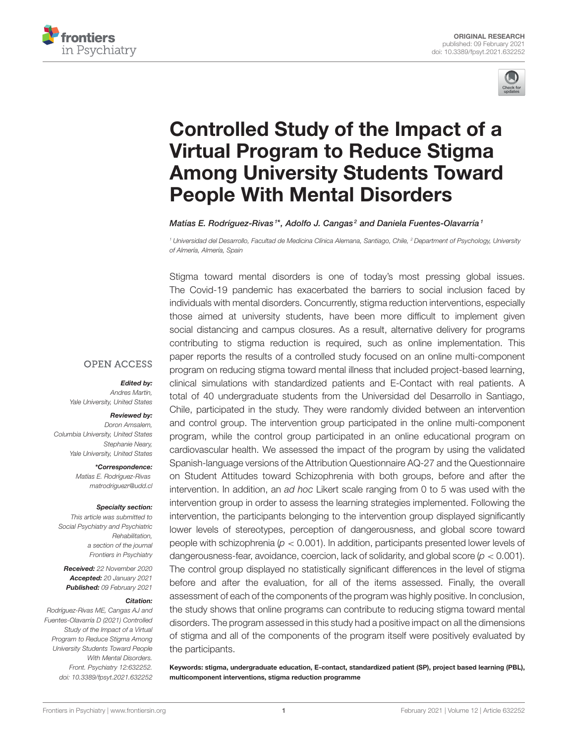ORIGINAL RESEARCH
published: 09 February 2021
doi: 10.3389/fpsyt.2021.632252

# Controlled Study of the Impact of a Virtual Program to Reduce Stigma Among University Students Toward People With Mental Disorders

*Matías E. Rodríguez-Rivas[1]\*, Adolfo J. Cangas[2] and Daniela Fuentes-Olavarría[1]*

[1] *Universidad del Desarrollo, Facultad de Medicina Clínica Alemana, Santiago, Chile,* [2] *Department of Psychology, University of Almería, Almería, Spain*

Stigma toward mental disorders is one of today's most pressing global issues. The Covid-19 pandemic has exacerbated the barriers to social inclusion faced by individuals with mental disorders. Concurrently, stigma reduction interventions, especially those aimed at university students, have been more difficult to implement given social distancing and campus closures. As a result, alternative delivery for programs contributing to stigma reduction is required, such as online implementation. This paper reports the results of a controlled study focused on an online multi-component program on reducing stigma toward mental illness that included project-based learning, clinical simulations with standardized patients and E-Contact with real patients. A total of 40 undergraduate students from the Universidad del Desarrollo in Santiago, Chile, participated in the study. They were randomly divided between an intervention and control group. The intervention group participated in the online multi-component program, while the control group participated in an online educational program on cardiovascular health. We assessed the impact of the program by using the validated Spanish-language versions of the Attribution Questionnaire AQ-27 and the Questionnaire on Student Attitudes toward Schizophrenia with both groups, before and after the intervention. In addition, an *ad hoc* Likert scale ranging from 0 to 5 was used with the intervention group in order to assess the learning strategies implemented. Following the intervention, the participants belonging to the intervention group displayed significantly lower levels of stereotypes, perception of dangerousness, and global score toward people with schizophrenia ($p < 0.001$). In addition, participants presented lower levels of dangerousness-fear, avoidance, coercion, lack of solidarity, and global score ($p < 0.001$). The control group displayed no statistically significant differences in the level of stigma before and after the evaluation, for all of the items assessed. Finally, the overall assessment of each of the components of the program was highly positive. In conclusion, the study shows that online programs can contribute to reducing stigma toward mental disorders. The program assessed in this study had a positive impact on all the dimensions of stigma and all of the components of the program itself were positively evaluated by the participants.

**Keywords: stigma, undergraduate education, E-contact, standardized patient (SP), project based learning (PBL), multicomponent interventions, stigma reduction programme**

OPEN ACCESS

***Edited by:***
*Andres Martin,*
*Yale University, United States*

***Reviewed by:***
*Doron Amsalem,*
*Columbia University, United States*
*Stephanie Neary,*
*Yale University, United States*

***\*Correspondence:***
*Matías E. Rodríguez-Rivas*
*matrodriguezr@udd.cl*

***Specialty section:***
*This article was submitted to Social Psychiatry and Psychiatric Rehabilitation, a section of the journal Frontiers in Psychiatry*

***Received:*** *22 November 2020*
***Accepted:*** *20 January 2021*
***Published:*** *09 February 2021*

***Citation:***
*Rodríguez-Rivas ME, Cangas AJ and Fuentes-Olavarría D (2021) Controlled Study of the Impact of a Virtual Program to Reduce Stigma Among University Students Toward People With Mental Disorders. Front. Psychiatry 12:632252. doi: 10.3389/fpsyt.2021.632252*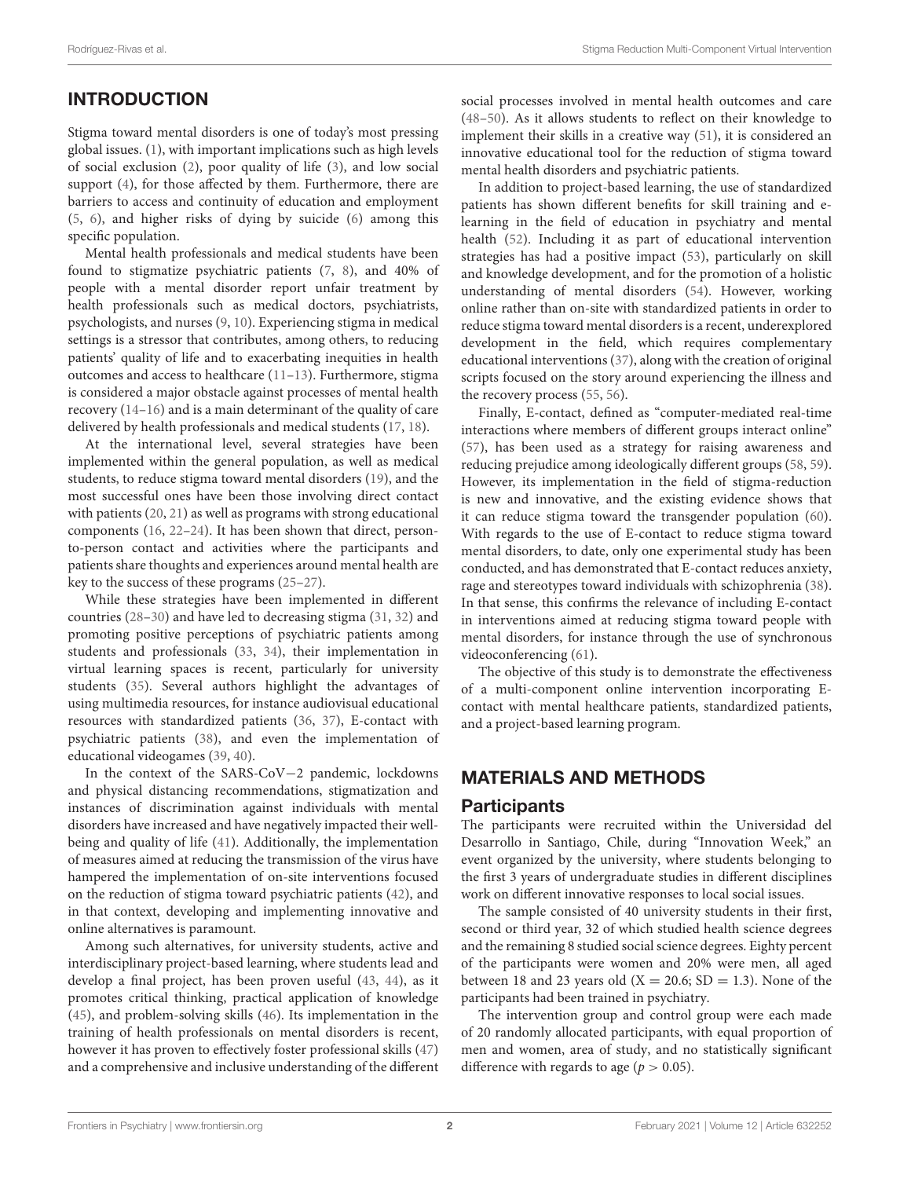## INTRODUCTION

Stigma toward mental disorders is one of today's most pressing global issues. (1), with important implications such as high levels of social exclusion (2), poor quality of life (3), and low social support (4), for those affected by them. Furthermore, there are barriers to access and continuity of education and employment (5, 6), and higher risks of dying by suicide (6) among this specific population.

Mental health professionals and medical students have been found to stigmatize psychiatric patients (7, 8), and 40% of people with a mental disorder report unfair treatment by health professionals such as medical doctors, psychiatrists, psychologists, and nurses (9, 10). Experiencing stigma in medical settings is a stressor that contributes, among others, to reducing patients' quality of life and to exacerbating inequities in health outcomes and access to healthcare (11–13). Furthermore, stigma is considered a major obstacle against processes of mental health recovery (14–16) and is a main determinant of the quality of care delivered by health professionals and medical students (17, 18).

At the international level, several strategies have been implemented within the general population, as well as medical students, to reduce stigma toward mental disorders (19), and the most successful ones have been those involving direct contact with patients (20, 21) as well as programs with strong educational components (16, 22–24). It has been shown that direct, person-to-person contact and activities where the participants and patients share thoughts and experiences around mental health are key to the success of these programs (25–27).

While these strategies have been implemented in different countries (28–30) and have led to decreasing stigma (31, 32) and promoting positive perceptions of psychiatric patients among students and professionals (33, 34), their implementation in virtual learning spaces is recent, particularly for university students (35). Several authors highlight the advantages of using multimedia resources, for instance audiovisual educational resources with standardized patients (36, 37), E-contact with psychiatric patients (38), and even the implementation of educational videogames (39, 40).

In the context of the SARS-CoV−2 pandemic, lockdowns and physical distancing recommendations, stigmatization and instances of discrimination against individuals with mental disorders have increased and have negatively impacted their well-being and quality of life (41). Additionally, the implementation of measures aimed at reducing the transmission of the virus have hampered the implementation of on-site interventions focused on the reduction of stigma toward psychiatric patients (42), and in that context, developing and implementing innovative and online alternatives is paramount.

Among such alternatives, for university students, active and interdisciplinary project-based learning, where students lead and develop a final project, has been proven useful (43, 44), as it promotes critical thinking, practical application of knowledge (45), and problem-solving skills (46). Its implementation in the training of health professionals on mental disorders is recent, however it has proven to effectively foster professional skills (47) and a comprehensive and inclusive understanding of the different social processes involved in mental health outcomes and care (48–50). As it allows students to reflect on their knowledge to implement their skills in a creative way (51), it is considered an innovative educational tool for the reduction of stigma toward mental health disorders and psychiatric patients.

In addition to project-based learning, the use of standardized patients has shown different benefits for skill training and e-learning in the field of education in psychiatry and mental health (52). Including it as part of educational intervention strategies has had a positive impact (53), particularly on skill and knowledge development, and for the promotion of a holistic understanding of mental disorders (54). However, working online rather than on-site with standardized patients in order to reduce stigma toward mental disorders is a recent, underexplored development in the field, which requires complementary educational interventions (37), along with the creation of original scripts focused on the story around experiencing the illness and the recovery process (55, 56).

Finally, E-contact, defined as "computer-mediated real-time interactions where members of different groups interact online" (57), has been used as a strategy for raising awareness and reducing prejudice among ideologically different groups (58, 59). However, its implementation in the field of stigma-reduction is new and innovative, and the existing evidence shows that it can reduce stigma toward the transgender population (60). With regards to the use of E-contact to reduce stigma toward mental disorders, to date, only one experimental study has been conducted, and has demonstrated that E-contact reduces anxiety, rage and stereotypes toward individuals with schizophrenia (38). In that sense, this confirms the relevance of including E-contact in interventions aimed at reducing stigma toward people with mental disorders, for instance through the use of synchronous videoconferencing (61).

The objective of this study is to demonstrate the effectiveness of a multi-component online intervention incorporating E-contact with mental healthcare patients, standardized patients, and a project-based learning program.

## MATERIALS AND METHODS

### Participants

The participants were recruited within the Universidad del Desarrollo in Santiago, Chile, during "Innovation Week," an event organized by the university, where students belonging to the first 3 years of undergraduate studies in different disciplines work on different innovative responses to local social issues.

The sample consisted of 40 university students in their first, second or third year, 32 of which studied health science degrees and the remaining 8 studied social science degrees. Eighty percent of the participants were women and 20% were men, all aged between 18 and 23 years old ($X = 20.6$; $SD = 1.3$). None of the participants had been trained in psychiatry.

The intervention group and control group were each made of 20 randomly allocated participants, with equal proportion of men and women, area of study, and no statistically significant difference with regards to age ($p > 0.05$).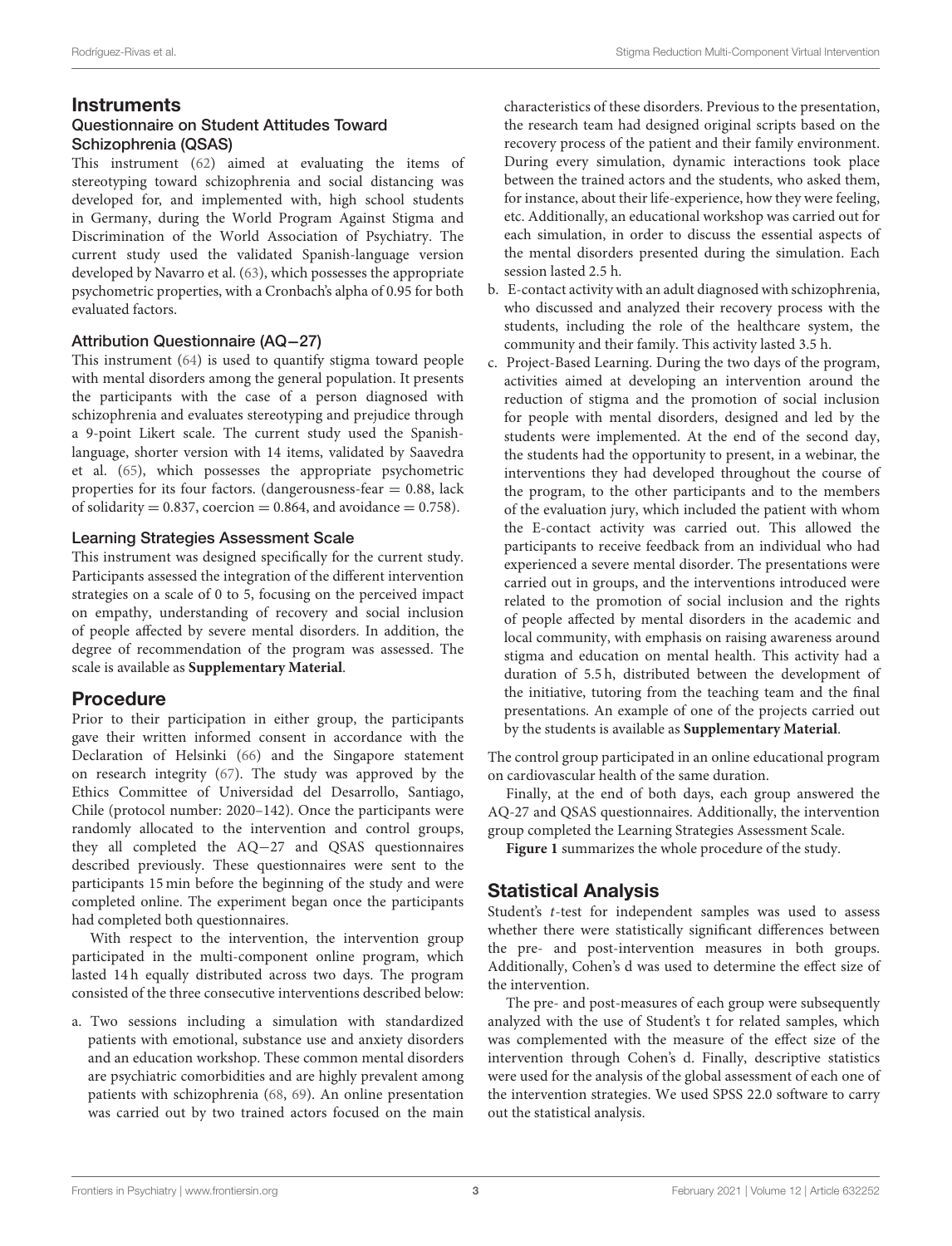## Instruments

### Questionnaire on Student Attitudes Toward Schizophrenia (QSAS)

This instrument (62) aimed at evaluating the items of stereotyping toward schizophrenia and social distancing was developed for, and implemented with, high school students in Germany, during the World Program Against Stigma and Discrimination of the World Association of Psychiatry. The current study used the validated Spanish-language version developed by Navarro et al. (63), which possesses the appropriate psychometric properties, with a Cronbach's alpha of 0.95 for both evaluated factors.

### Attribution Questionnaire (AQ−27)

This instrument (64) is used to quantify stigma toward people with mental disorders among the general population. It presents the participants with the case of a person diagnosed with schizophrenia and evaluates stereotyping and prejudice through a 9-point Likert scale. The current study used the Spanish-language, shorter version with 14 items, validated by Saavedra et al. (65), which possesses the appropriate psychometric properties for its four factors. (dangerousness-fear = 0.88, lack of solidarity = 0.837, coercion = 0.864, and avoidance = 0.758).

### Learning Strategies Assessment Scale

This instrument was designed specifically for the current study. Participants assessed the integration of the different intervention strategies on a scale of 0 to 5, focusing on the perceived impact on empathy, understanding of recovery and social inclusion of people affected by severe mental disorders. In addition, the degree of recommendation of the program was assessed. The scale is available as **Supplementary Material**.

## Procedure

Prior to their participation in either group, the participants gave their written informed consent in accordance with the Declaration of Helsinki (66) and the Singapore statement on research integrity (67). The study was approved by the Ethics Committee of Universidad del Desarrollo, Santiago, Chile (protocol number: 2020–142). Once the participants were randomly allocated to the intervention and control groups, they all completed the AQ−27 and QSAS questionnaires described previously. These questionnaires were sent to the participants 15 min before the beginning of the study and were completed online. The experiment began once the participants had completed both questionnaires.

With respect to the intervention, the intervention group participated in the multi-component online program, which lasted 14 h equally distributed across two days. The program consisted of the three consecutive interventions described below:

a. Two sessions including a simulation with standardized patients with emotional, substance use and anxiety disorders and an education workshop. These common mental disorders are psychiatric comorbidities and are highly prevalent among patients with schizophrenia (68, 69). An online presentation was carried out by two trained actors focused on the main characteristics of these disorders. Previous to the presentation, the research team had designed original scripts based on the recovery process of the patient and their family environment. During every simulation, dynamic interactions took place between the trained actors and the students, who asked them, for instance, about their life-experience, how they were feeling, etc. Additionally, an educational workshop was carried out for each simulation, in order to discuss the essential aspects of the mental disorders presented during the simulation. Each session lasted 2.5 h.
b. E-contact activity with an adult diagnosed with schizophrenia, who discussed and analyzed their recovery process with the students, including the role of the healthcare system, the community and their family. This activity lasted 3.5 h.
c. Project-Based Learning. During the two days of the program, activities aimed at developing an intervention around the reduction of stigma and the promotion of social inclusion for people with mental disorders, designed and led by the students were implemented. At the end of the second day, the students had the opportunity to present, in a webinar, the interventions they had developed throughout the course of the program, to the other participants and to the members of the evaluation jury, which included the patient with whom the E-contact activity was carried out. This allowed the participants to receive feedback from an individual who had experienced a severe mental disorder. The presentations were carried out in groups, and the interventions introduced were related to the promotion of social inclusion and the rights of people affected by mental disorders in the academic and local community, with emphasis on raising awareness around stigma and education on mental health. This activity had a duration of 5.5 h, distributed between the development of the initiative, tutoring from the teaching team and the final presentations. An example of one of the projects carried out by the students is available as **Supplementary Material**.

The control group participated in an online educational program on cardiovascular health of the same duration.

Finally, at the end of both days, each group answered the AQ-27 and QSAS questionnaires. Additionally, the intervention group completed the Learning Strategies Assessment Scale.

**Figure 1** summarizes the whole procedure of the study.

## Statistical Analysis

Student's *t*-test for independent samples was used to assess whether there were statistically significant differences between the pre- and post-intervention measures in both groups. Additionally, Cohen's d was used to determine the effect size of the intervention.

The pre- and post-measures of each group were subsequently analyzed with the use of Student's t for related samples, which was complemented with the measure of the effect size of the intervention through Cohen's d. Finally, descriptive statistics were used for the analysis of the global assessment of each one of the intervention strategies. We used SPSS 22.0 software to carry out the statistical analysis.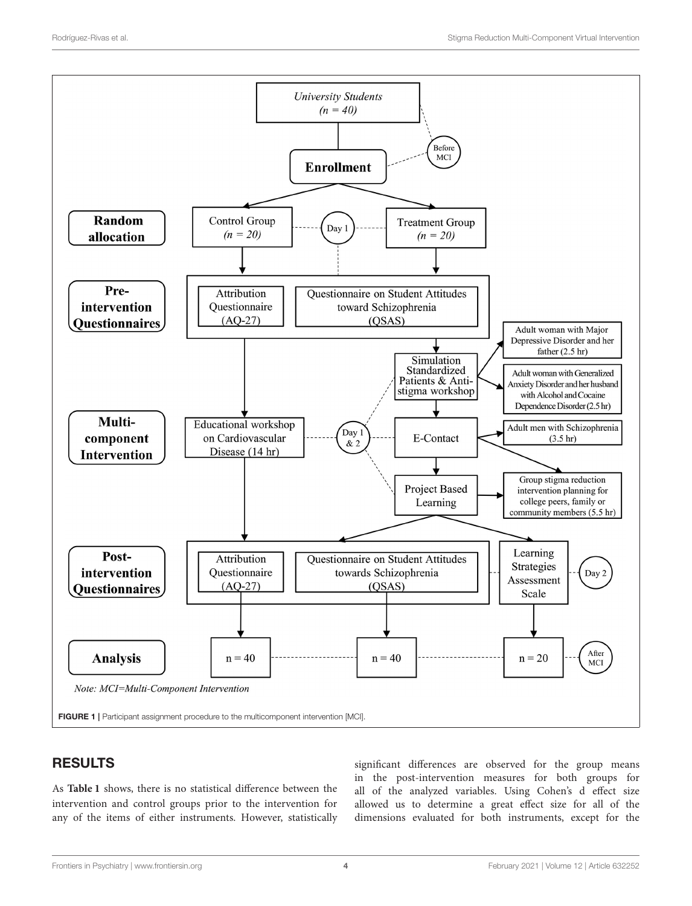FIGURE 1 | Participant assignment procedure to the multicomponent intervention [MCI].

## RESULTS

As **Table 1** shows, there is no statistical difference between the intervention and control groups prior to the intervention for any of the items of either instruments. However, statistically significant differences are observed for the group means in the post-intervention measures for both groups for all of the analyzed variables. Using Cohen's d effect size allowed us to determine a great effect size for all of the dimensions evaluated for both instruments, except for the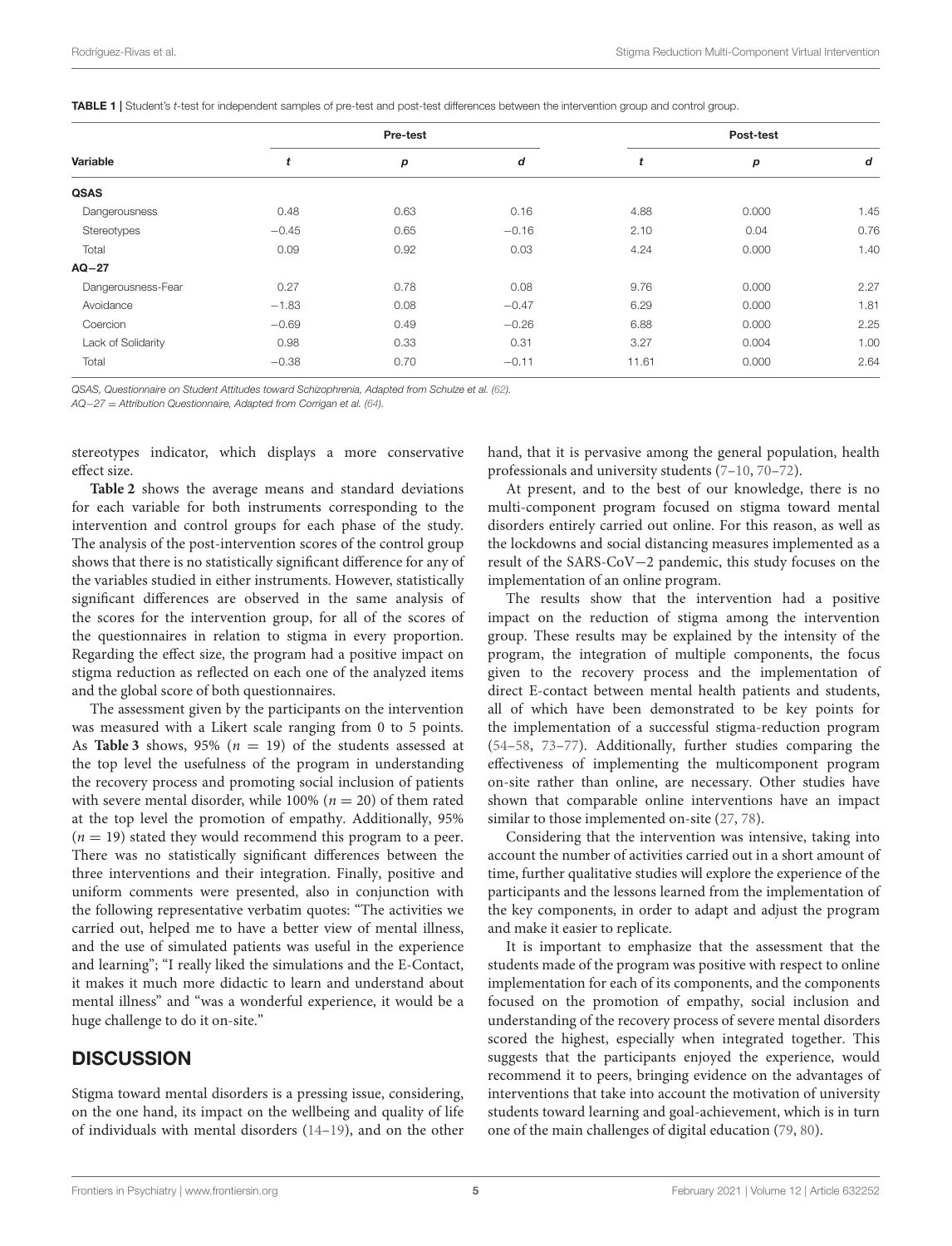**TABLE 1** | Student's *t*-test for independent samples of pre-test and post-test differences between the intervention group and control group.

| Variable | Pre-test | | | Post-test | | |
|---|---|---|---|---|---|---|
| | *t* | *p* | *d* | *t* | *p* | *d* |
| **QSAS** | | | | | | |
| Dangerousness | 0.48 | 0.63 | 0.16 | 4.88 | 0.000 | 1.45 |
| Stereotypes | −0.45 | 0.65 | −0.16 | 2.10 | 0.04 | 0.76 |
| Total | 0.09 | 0.92 | 0.03 | 4.24 | 0.000 | 1.40 |
| **AQ−27** | | | | | | |
| Dangerousness-Fear | 0.27 | 0.78 | 0.08 | 9.76 | 0.000 | 2.27 |
| Avoidance | −1.83 | 0.08 | −0.47 | 6.29 | 0.000 | 1.81 |
| Coercion | −0.69 | 0.49 | −0.26 | 6.88 | 0.000 | 2.25 |
| Lack of Solidarity | 0.98 | 0.33 | 0.31 | 3.27 | 0.004 | 1.00 |
| Total | −0.38 | 0.70 | −0.11 | 11.61 | 0.000 | 2.64 |

*QSAS, Questionnaire on Student Attitudes toward Schizophrenia, Adapted from Schulze et al. (62).*
*AQ−27 = Attribution Questionnaire, Adapted from Corrigan et al. (64).*

stereotypes indicator, which displays a more conservative effect size.

**Table 2** shows the average means and standard deviations for each variable for both instruments corresponding to the intervention and control groups for each phase of the study. The analysis of the post-intervention scores of the control group shows that there is no statistically significant difference for any of the variables studied in either instruments. However, statistically significant differences are observed in the same analysis of the scores for the intervention group, for all of the scores of the questionnaires in relation to stigma in every proportion. Regarding the effect size, the program had a positive impact on stigma reduction as reflected on each one of the analyzed items and the global score of both questionnaires.

The assessment given by the participants on the intervention was measured with a Likert scale ranging from 0 to 5 points. As **Table 3** shows, 95% ($n = 19$) of the students assessed at the top level the usefulness of the program in understanding the recovery process and promoting social inclusion of patients with severe mental disorder, while 100% ($n = 20$) of them rated at the top level the promotion of empathy. Additionally, 95% ($n = 19$) stated they would recommend this program to a peer. There was no statistically significant differences between the three interventions and their integration. Finally, positive and uniform comments were presented, also in conjunction with the following representative verbatim quotes: "The activities we carried out, helped me to have a better view of mental illness, and the use of simulated patients was useful in the experience and learning"; "I really liked the simulations and the E-Contact, it makes it much more didactic to learn and understand about mental illness" and "was a wonderful experience, it would be a huge challenge to do it on-site."

## DISCUSSION

Stigma toward mental disorders is a pressing issue, considering, on the one hand, its impact on the wellbeing and quality of life of individuals with mental disorders (14–19), and on the other hand, that it is pervasive among the general population, health professionals and university students (7–10, 70–72).

At present, and to the best of our knowledge, there is no multi-component program focused on stigma toward mental disorders entirely carried out online. For this reason, as well as the lockdowns and social distancing measures implemented as a result of the SARS-CoV−2 pandemic, this study focuses on the implementation of an online program.

The results show that the intervention had a positive impact on the reduction of stigma among the intervention group. These results may be explained by the intensity of the program, the integration of multiple components, the focus given to the recovery process and the implementation of direct E-contact between mental health patients and students, all of which have been demonstrated to be key points for the implementation of a successful stigma-reduction program (54–58, 73–77). Additionally, further studies comparing the effectiveness of implementing the multicomponent program on-site rather than online, are necessary. Other studies have shown that comparable online interventions have an impact similar to those implemented on-site (27, 78).

Considering that the intervention was intensive, taking into account the number of activities carried out in a short amount of time, further qualitative studies will explore the experience of the participants and the lessons learned from the implementation of the key components, in order to adapt and adjust the program and make it easier to replicate.

It is important to emphasize that the assessment that the students made of the program was positive with respect to online implementation for each of its components, and the components focused on the promotion of empathy, social inclusion and understanding of the recovery process of severe mental disorders scored the highest, especially when integrated together. This suggests that the participants enjoyed the experience, would recommend it to peers, bringing evidence on the advantages of interventions that take into account the motivation of university students toward learning and goal-achievement, which is in turn one of the main challenges of digital education (79, 80).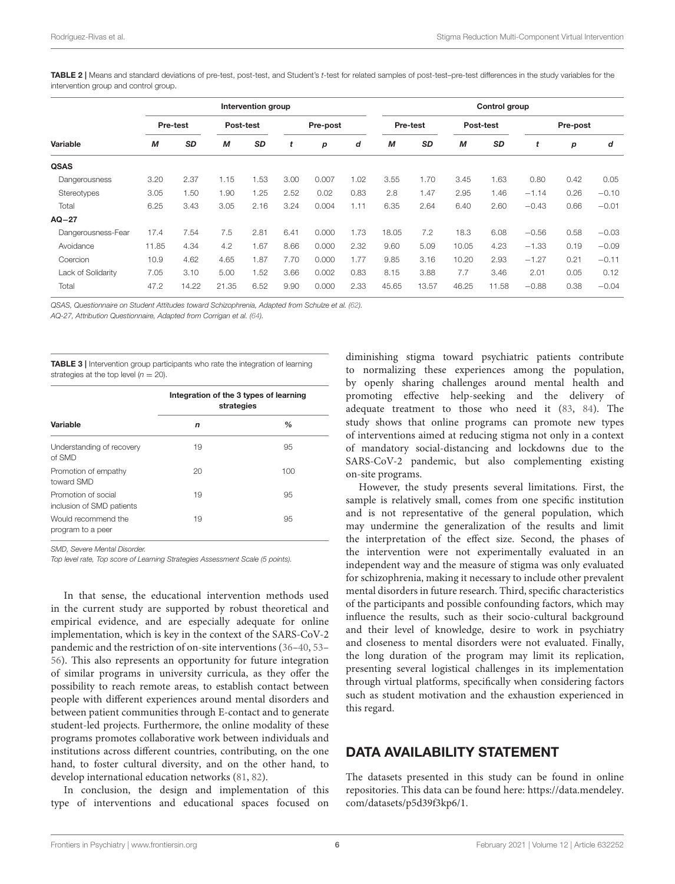**TABLE 2 |** Means and standard deviations of pre-test, post-test, and Student's *t*-test for related samples of post-test–pre-test differences in the study variables for the intervention group and control group.

| Variable | Intervention group | | | | | | | Control group | | | | | | |
|---|---|---|---|---|---|---|---|---|---|---|---|---|---|---|
| | Pre-test | | Post-test | | Pre-post | | | Pre-test | | Post-test | | Pre-post | | |
| | *M* | *SD* | *M* | *SD* | *t* | *p* | *d* | *M* | *SD* | *M* | *SD* | *t* | *p* | *d* |
| **QSAS** | | | | | | | | | | | | | | |
| Dangerousness | 3.20 | 2.37 | 1.15 | 1.53 | 3.00 | 0.007 | 1.02 | 3.55 | 1.70 | 3.45 | 1.63 | 0.80 | 0.42 | 0.05 |
| Stereotypes | 3.05 | 1.50 | 1.90 | 1.25 | 2.52 | 0.02 | 0.83 | 2.8 | 1.47 | 2.95 | 1.46 | −1.14 | 0.26 | −0.10 |
| Total | 6.25 | 3.43 | 3.05 | 2.16 | 3.24 | 0.004 | 1.11 | 6.35 | 2.64 | 6.40 | 2.60 | −0.43 | 0.66 | −0.01 |
| **AQ−27** | | | | | | | | | | | | | | |
| Dangerousness-Fear | 17.4 | 7.54 | 7.5 | 2.81 | 6.41 | 0.000 | 1.73 | 18.05 | 7.2 | 18.3 | 6.08 | −0.56 | 0.58 | −0.03 |
| Avoidance | 11.85 | 4.34 | 4.2 | 1.67 | 8.66 | 0.000 | 2.32 | 9.60 | 5.09 | 10.05 | 4.23 | −1.33 | 0.19 | −0.09 |
| Coercion | 10.9 | 4.62 | 4.65 | 1.87 | 7.70 | 0.000 | 1.77 | 9.85 | 3.16 | 10.20 | 2.93 | −1.27 | 0.21 | −0.11 |
| Lack of Solidarity | 7.05 | 3.10 | 5.00 | 1.52 | 3.66 | 0.002 | 0.83 | 8.15 | 3.88 | 7.7 | 3.46 | 2.01 | 0.05 | 0.12 |
| Total | 47.2 | 14.22 | 21.35 | 6.52 | 9.90 | 0.000 | 2.33 | 45.65 | 13.57 | 46.25 | 11.58 | −0.88 | 0.38 | −0.04 |

*QSAS, Questionnaire on Student Attitudes toward Schizophrenia, Adapted from Schulze et al. (62).*
*AQ-27, Attribution Questionnaire, Adapted from Corrigan et al. (64).*

**TABLE 3 |** Intervention group participants who rate the integration of learning strategies at the top level ($n = 20$).

| Variable | Integration of the 3 types of learning strategies | |
|---|---|---|
| | *n* | *%* |
| Understanding of recovery of SMD | 19 | 95 |
| Promotion of empathy toward SMD | 20 | 100 |
| Promotion of social inclusion of SMD patients | 19 | 95 |
| Would recommend the program to a peer | 19 | 95 |

*SMD, Severe Mental Disorder.*
*Top level rate, Top score of Learning Strategies Assessment Scale (5 points).*

In that sense, the educational intervention methods used in the current study are supported by robust theoretical and empirical evidence, and are especially adequate for online implementation, which is key in the context of the SARS-CoV-2 pandemic and the restriction of on-site interventions (36–40, 53–56). This also represents an opportunity for future integration of similar programs in university curricula, as they offer the possibility to reach remote areas, to establish contact between people with different experiences around mental disorders and between patient communities through E-contact and to generate student-led projects. Furthermore, the online modality of these programs promotes collaborative work between individuals and institutions across different countries, contributing, on the one hand, to foster cultural diversity, and on the other hand, to develop international education networks (81, 82).

In conclusion, the design and implementation of this type of interventions and educational spaces focused on diminishing stigma toward psychiatric patients contribute to normalizing these experiences among the population, by openly sharing challenges around mental health and promoting effective help-seeking and the delivery of adequate treatment to those who need it (83, 84). The study shows that online programs can promote new types of interventions aimed at reducing stigma not only in a context of mandatory social-distancing and lockdowns due to the SARS-CoV-2 pandemic, but also complementing existing on-site programs.

However, the study presents several limitations. First, the sample is relatively small, comes from one specific institution and is not representative of the general population, which may undermine the generalization of the results and limit the interpretation of the effect size. Second, the phases of the intervention were not experimentally evaluated in an independent way and the measure of stigma was only evaluated for schizophrenia, making it necessary to include other prevalent mental disorders in future research. Third, specific characteristics of the participants and possible confounding factors, which may influence the results, such as their socio-cultural background and their level of knowledge, desire to work in psychiatry and closeness to mental disorders were not evaluated. Finally, the long duration of the program may limit its replication, presenting several logistical challenges in its implementation through virtual platforms, specifically when considering factors such as student motivation and the exhaustion experienced in this regard.

## DATA AVAILABILITY STATEMENT

The datasets presented in this study can be found in online repositories. This data can be found here: https://data.mendeley.com/datasets/p5d39f3kp6/1.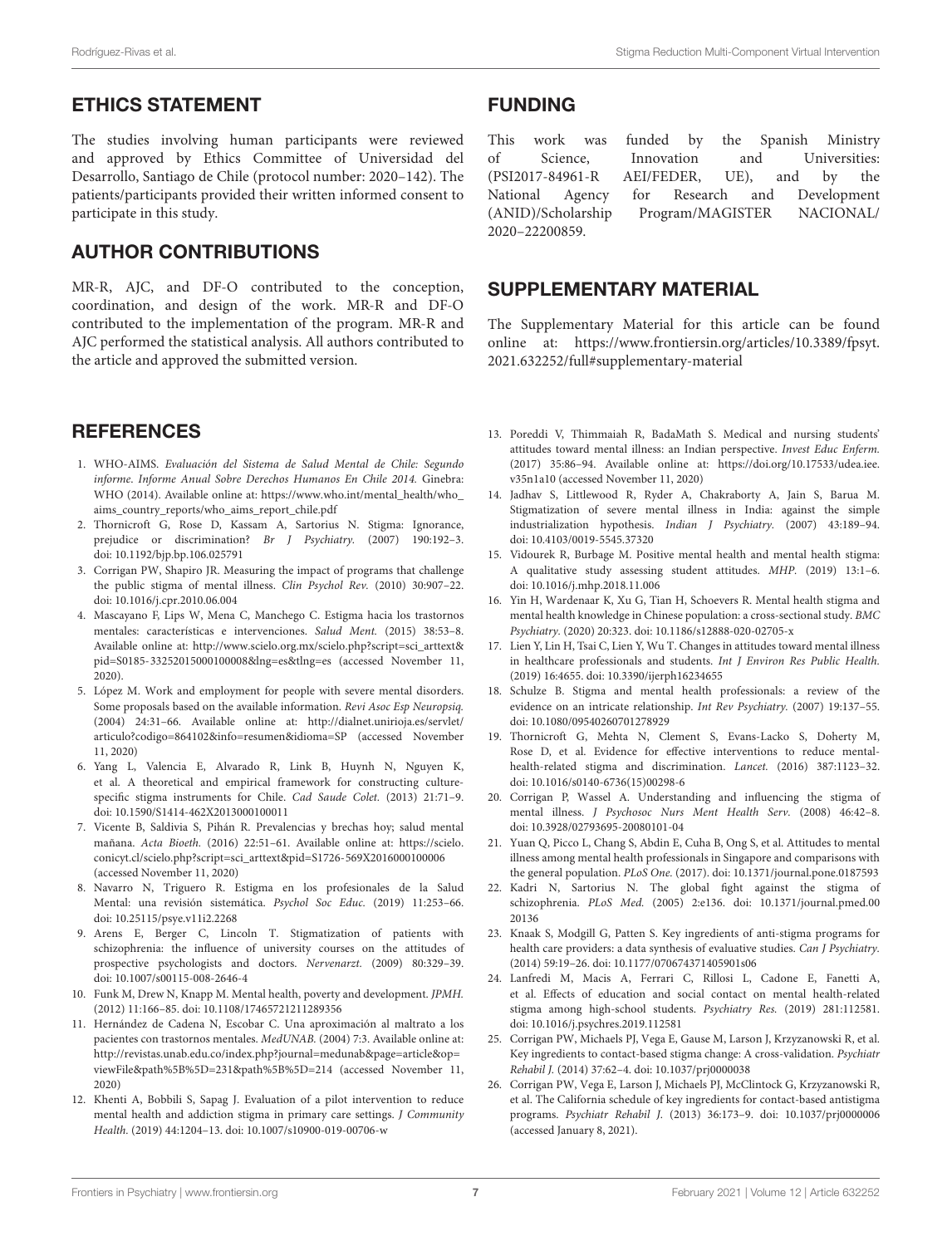## ETHICS STATEMENT

The studies involving human participants were reviewed and approved by Ethics Committee of Universidad del Desarrollo, Santiago de Chile (protocol number: 2020–142). The patients/participants provided their written informed consent to participate in this study.

## AUTHOR CONTRIBUTIONS

MR-R, AJC, and DF-O contributed to the conception, coordination, and design of the work. MR-R and DF-O contributed to the implementation of the program. MR-R and AJC performed the statistical analysis. All authors contributed to the article and approved the submitted version.

## FUNDING

This work was funded by the Spanish Ministry of Science, Innovation and Universities: (PSI2017-84961-R AEI/FEDER, UE), and by the National Agency for Research and Development (ANID)/Scholarship Program/MAGISTER NACIONAL/ 2020–22200859.

## SUPPLEMENTARY MATERIAL

The Supplementary Material for this article can be found online at: https://www.frontiersin.org/articles/10.3389/fpsyt.2021.632252/full#supplementary-material

## REFERENCES

1. WHO-AIMS. *Evaluación del Sistema de Salud Mental de Chile: Segundo informe. Informe Anual Sobre Derechos Humanos En Chile 2014.* Ginebra: WHO (2014). Available online at: https://www.who.int/mental_health/who_aims_country_reports/who_aims_report_chile.pdf
2. Thornicroft G, Rose D, Kassam A, Sartorius N. Stigma: Ignorance, prejudice or discrimination? *Br J Psychiatry.* (2007) 190:192–3. doi: 10.1192/bjp.bp.106.025791
3. Corrigan PW, Shapiro JR. Measuring the impact of programs that challenge the public stigma of mental illness. *Clin Psychol Rev.* (2010) 30:907–22. doi: 10.1016/j.cpr.2010.06.004
4. Mascayano F, Lips W, Mena C, Manchego C. Estigma hacia los trastornos mentales: características e intervenciones. *Salud Ment.* (2015) 38:53–8. Available online at: http://www.scielo.org.mx/scielo.php?script=sci_arttext&pid=S0185-33252015000100008&lng=es&tlng=es (accessed November 11, 2020).
5. López M. Work and employment for people with severe mental disorders. Some proposals based on the available information. *Revi Asoc Esp Neuropsiq.* (2004) 24:31–66. Available online at: http://dialnet.unirioja.es/servlet/articulo?codigo=864102&info=resumen&idioma=SP (accessed November 11, 2020)
6. Yang L, Valencia E, Alvarado R, Link B, Huynh N, Nguyen K, et al. A theoretical and empirical framework for constructing culture-specific stigma instruments for Chile. *Cad Saude Colet.* (2013) 21:71–9. doi: 10.1590/S1414-462X2013000100011
7. Vicente B, Saldivia S, Pihán R. Prevalencias y brechas hoy; salud mental mañana. *Acta Bioeth.* (2016) 22:51–61. Available online at: https://scielo.conicyt.cl/scielo.php?script=sci_arttext&pid=S1726-569X2016000100006 (accessed November 11, 2020)
8. Navarro N, Triguero R. Estigma en los profesionales de la Salud Mental: una revisión sistemática. *Psychol Soc Educ.* (2019) 11:253–66. doi: 10.25115/psye.v11i2.2268
9. Arens E, Berger C, Lincoln T. Stigmatization of patients with schizophrenia: the influence of university courses on the attitudes of prospective psychologists and doctors. *Nervenarzt.* (2009) 80:329–39. doi: 10.1007/s00115-008-2646-4
10. Funk M, Drew N, Knapp M. Mental health, poverty and development. *JPMH.* (2012) 11:166–85. doi: 10.1108/17465721211289356
11. Hernández de Cadena N, Escobar C. Una aproximación al maltrato a los pacientes con trastornos mentales. *MedUNAB.* (2004) 7:3. Available online at: http://revistas.unab.edu.co/index.php?journal=medunab&page=article&op=viewFile&path%5B%5D=231&path%5B%5D=214 (accessed November 11, 2020)
12. Khenti A, Bobbili S, Sapag J. Evaluation of a pilot intervention to reduce mental health and addiction stigma in primary care settings. *J Community Health.* (2019) 44:1204–13. doi: 10.1007/s10900-019-00706-w
13. Poreddi V, Thimmaiah R, BadaMath S. Medical and nursing students' attitudes toward mental illness: an Indian perspective. *Invest Educ Enferm.* (2017) 35:86–94. Available online at: https://doi.org/10.17533/udea.iee.v35n1a10 (accessed November 11, 2020)
14. Jadhav S, Littlewood R, Ryder A, Chakraborty A, Jain S, Barua M. Stigmatization of severe mental illness in India: against the simple industrialization hypothesis. *Indian J Psychiatry.* (2007) 43:189–94. doi: 10.4103/0019-5545.37320
15. Vidourek R, Burbage M. Positive mental health and mental health stigma: A qualitative study assessing student attitudes. *MHP.* (2019) 13:1–6. doi: 10.1016/j.mhp.2018.11.006
16. Yin H, Wardenaar K, Xu G, Tian H, Schoevers R. Mental health stigma and mental health knowledge in Chinese population: a cross-sectional study. *BMC Psychiatry.* (2020) 20:323. doi: 10.1186/s12888-020-02705-x
17. Lien Y, Lin H, Tsai C, Lien Y, Wu T. Changes in attitudes toward mental illness in healthcare professionals and students. *Int J Environ Res Public Health.* (2019) 16:4655. doi: 10.3390/ijerph16234655
18. Schulze B. Stigma and mental health professionals: a review of the evidence on an intricate relationship. *Int Rev Psychiatry.* (2007) 19:137–55. doi: 10.1080/09540260701278929
19. Thornicroft G, Mehta N, Clement S, Evans-Lacko S, Doherty M, Rose D, et al. Evidence for effective interventions to reduce mental-health-related stigma and discrimination. *Lancet.* (2016) 387:1123–32. doi: 10.1016/s0140-6736(15)00298-6
20. Corrigan P, Wassel A. Understanding and influencing the stigma of mental illness. *J Psychosoc Nurs Ment Health Serv.* (2008) 46:42–8. doi: 10.3928/02793695-20080101-04
21. Yuan Q, Picco L, Chang S, Abdin E, Cuha B, Ong S, et al. Attitudes to mental illness among mental health professionals in Singapore and comparisons with the general population. *PLoS One.* (2017). doi: 10.1371/journal.pone.0187593
22. Kadri N, Sartorius N. The global fight against the stigma of schizophrenia. *PLoS Med.* (2005) 2:e136. doi: 10.1371/journal.pmed.0020136
23. Knaak S, Modgill G, Patten S. Key ingredients of anti-stigma programs for health care providers: a data synthesis of evaluative studies. *Can J Psychiatry.* (2014) 59:19–26. doi: 10.1177/070674371405901s06
24. Lanfredi M, Macis A, Ferrari C, Rillosi L, Cadone E, Fanetti A, et al. Effects of education and social contact on mental health-related stigma among high-school students. *Psychiatry Res.* (2019) 281:112581. doi: 10.1016/j.psychres.2019.112581
25. Corrigan PW, Michaels PJ, Vega E, Gause M, Larson J, Krzyzanowski R, et al. Key ingredients to contact-based stigma change: A cross-validation. *Psychiatr Rehabil J.* (2014) 37:62–4. doi: 10.1037/prj0000038
26. Corrigan PW, Vega E, Larson J, Michaels PJ, McClintock G, Krzyzanowski R, et al. The California schedule of key ingredients for contact-based antistigma programs. *Psychiatr Rehabil J.* (2013) 36:173–9. doi: 10.1037/prj0000006 (accessed January 8, 2021).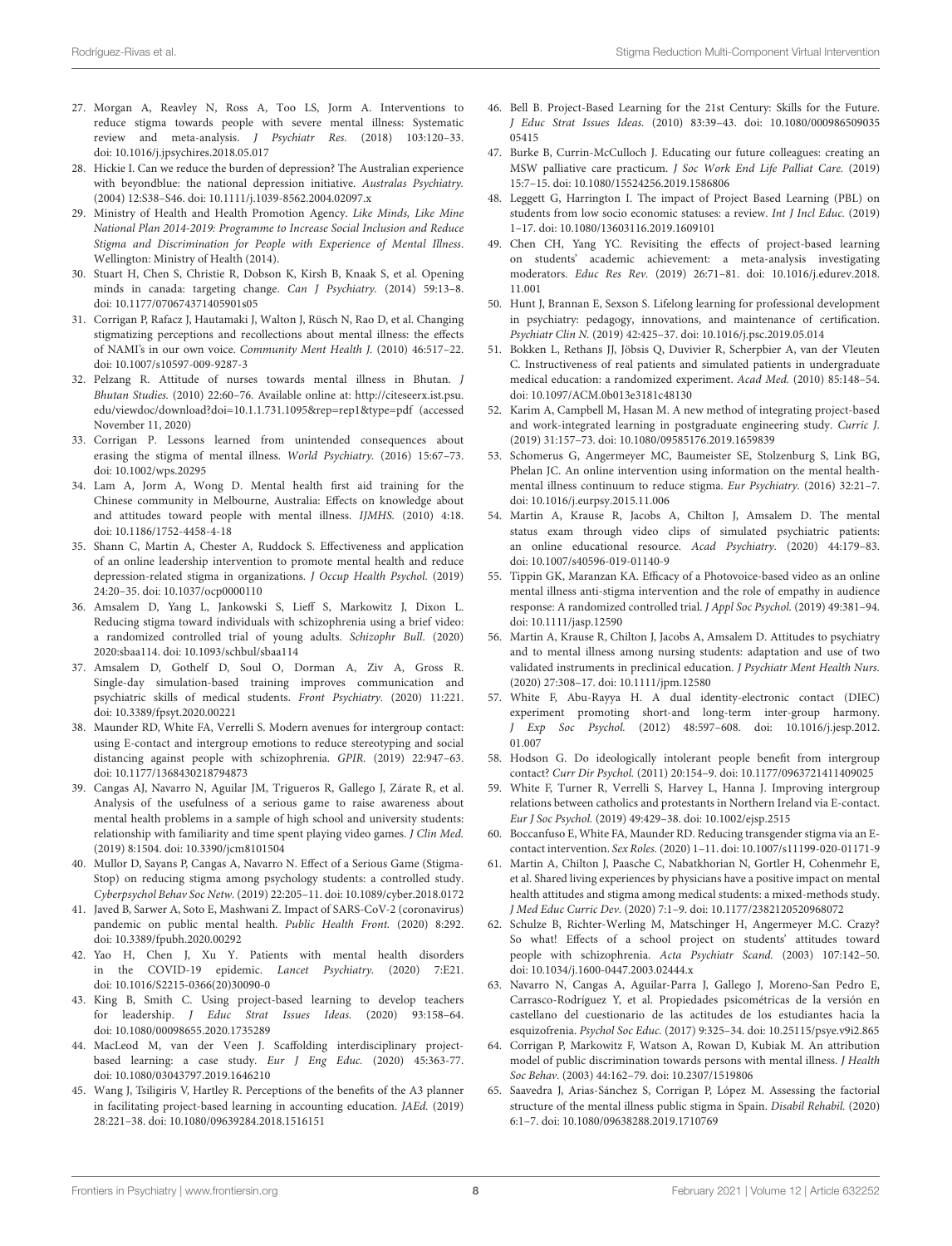27. Morgan A, Reavley N, Ross A, Too LS, Jorm A. Interventions to reduce stigma towards people with severe mental illness: Systematic review and meta-analysis. *J Psychiatr Res.* (2018) 103:120–33. doi: 10.1016/j.jpsychires.2018.05.017

28. Hickie I. Can we reduce the burden of depression? The Australian experience with beyondblue: the national depression initiative. *Australas Psychiatry.* (2004) 12:S38–S46. doi: 10.1111/j.1039-8562.2004.02097.x

29. Ministry of Health and Health Promotion Agency. *Like Minds, Like Mine National Plan 2014-2019: Programme to Increase Social Inclusion and Reduce Stigma and Discrimination for People with Experience of Mental Illness*. Wellington: Ministry of Health (2014).

30. Stuart H, Chen S, Christie R, Dobson K, Kirsh B, Knaak S, et al. Opening minds in canada: targeting change. *Can J Psychiatry.* (2014) 59:13–8. doi: 10.1177/070674371405901s05

31. Corrigan P, Rafacz J, Hautamaki J, Walton J, Rüsch N, Rao D, et al. Changing stigmatizing perceptions and recollections about mental illness: the effects of NAMI's in our own voice. *Community Ment Health J.* (2010) 46:517–22. doi: 10.1007/s10597-009-9287-3

32. Pelzang R. Attitude of nurses towards mental illness in Bhutan. *J Bhutan Studies.* (2010) 22:60–76. Available online at: http://citeseerx.ist.psu.edu/viewdoc/download?doi=10.1.1.731.1095&rep=rep1&type=pdf (accessed November 11, 2020)

33. Corrigan P. Lessons learned from unintended consequences about erasing the stigma of mental illness. *World Psychiatry.* (2016) 15:67–73. doi: 10.1002/wps.20295

34. Lam A, Jorm A, Wong D. Mental health first aid training for the Chinese community in Melbourne, Australia: Effects on knowledge about and attitudes toward people with mental illness. *IJMHS.* (2010) 4:18. doi: 10.1186/1752-4458-4-18

35. Shann C, Martin A, Chester A, Ruddock S. Effectiveness and application of an online leadership intervention to promote mental health and reduce depression-related stigma in organizations. *J Occup Health Psychol.* (2019) 24:20–35. doi: 10.1037/ocp0000110

36. Amsalem D, Yang L, Jankowski S, Lieff S, Markowitz J, Dixon L. Reducing stigma toward individuals with schizophrenia using a brief video: a randomized controlled trial of young adults. *Schizophr Bull.* (2020) 2020:sbaa114. doi: 10.1093/schbul/sbaa114

37. Amsalem D, Gothelf D, Soul O, Dorman A, Ziv A, Gross R. Single-day simulation-based training improves communication and psychiatric skills of medical students. *Front Psychiatry.* (2020) 11:221. doi: 10.3389/fpsyt.2020.00221

38. Maunder RD, White FA, Verrelli S. Modern avenues for intergroup contact: using E-contact and intergroup emotions to reduce stereotyping and social distancing against people with schizophrenia. *GPIR.* (2019) 22:947–63. doi: 10.1177/1368430218794873

39. Cangas AJ, Navarro N, Aguilar JM, Trigueros R, Gallego J, Zárate R, et al. Analysis of the usefulness of a serious game to raise awareness about mental health problems in a sample of high school and university students: relationship with familiarity and time spent playing video games. *J Clin Med.* (2019) 8:1504. doi: 10.3390/jcm8101504

40. Mullor D, Sayans P, Cangas A, Navarro N. Effect of a Serious Game (Stigma-Stop) on reducing stigma among psychology students: a controlled study. *Cyberpsychol Behav Soc Netw.* (2019) 22:205–11. doi: 10.1089/cyber.2018.0172

41. Javed B, Sarwer A, Soto E, Mashwani Z. Impact of SARS-CoV-2 (coronavirus) pandemic on public mental health. *Public Health Front.* (2020) 8:292. doi: 10.3389/fpubh.2020.00292

42. Yao H, Chen J, Xu Y. Patients with mental health disorders in the COVID-19 epidemic. *Lancet Psychiatry.* (2020) 7:E21. doi: 10.1016/S2215-0366(20)30090-0

43. King B, Smith C. Using project-based learning to develop teachers for leadership. *J Educ Strat Issues Ideas.* (2020) 93:158–64. doi: 10.1080/00098655.2020.1735289

44. MacLeod M, van der Veen J. Scaffolding interdisciplinary project-based learning: a case study. *Eur J Eng Educ.* (2020) 45:363-77. doi: 10.1080/03043797.2019.1646210

45. Wang J, Tsiligiris V, Hartley R. Perceptions of the benefits of the A3 planner in facilitating project-based learning in accounting education. *JAEd.* (2019) 28:221–38. doi: 10.1080/09639284.2018.1516151

46. Bell B. Project-Based Learning for the 21st Century: Skills for the Future. *J Educ Strat Issues Ideas.* (2010) 83:39–43. doi: 10.1080/00098650903505415

47. Burke B, Currin-McCulloch J. Educating our future colleagues: creating an MSW palliative care practicum. *J Soc Work End Life Palliat Care.* (2019) 15:7–15. doi: 10.1080/15524256.2019.1586806

48. Leggett G, Harrington I. The impact of Project Based Learning (PBL) on students from low socio economic statuses: a review. *Int J Incl Educ.* (2019) 1–17. doi: 10.1080/13603116.2019.1609101

49. Chen CH, Yang YC. Revisiting the effects of project-based learning on students' academic achievement: a meta-analysis investigating moderators. *Educ Res Rev.* (2019) 26:71–81. doi: 10.1016/j.edurev.2018.11.001

50. Hunt J, Brannan E, Sexson S. Lifelong learning for professional development in psychiatry: pedagogy, innovations, and maintenance of certification. *Psychiatr Clin N.* (2019) 42:425–37. doi: 10.1016/j.psc.2019.05.014

51. Bokken L, Rethans JJ, Jöbsis Q, Duvivier R, Scherpbier A, van der Vleuten C. Instructiveness of real patients and simulated patients in undergraduate medical education: a randomized experiment. *Acad Med.* (2010) 85:148–54. doi: 10.1097/ACM.0b013e3181c48130

52. Karim A, Campbell M, Hasan M. A new method of integrating project-based and work-integrated learning in postgraduate engineering study. *Curric J.* (2019) 31:157–73. doi: 10.1080/09585176.2019.1659839

53. Schomerus G, Angermeyer MC, Baumeister SE, Stolzenburg S, Link BG, Phelan JC. An online intervention using information on the mental health-mental illness continuum to reduce stigma. *Eur Psychiatry.* (2016) 32:21–7. doi: 10.1016/j.eurpsy.2015.11.006

54. Martin A, Krause R, Jacobs A, Chilton J, Amsalem D. The mental status exam through video clips of simulated psychiatric patients: an online educational resource. *Acad Psychiatry.* (2020) 44:179–83. doi: 10.1007/s40596-019-01140-9

55. Tippin GK, Maranzan KA. Efficacy of a Photovoice-based video as an online mental illness anti-stigma intervention and the role of empathy in audience response: A randomized controlled trial. *J Appl Soc Psychol.* (2019) 49:381–94. doi: 10.1111/jasp.12590

56. Martin A, Krause R, Chilton J, Jacobs A, Amsalem D. Attitudes to psychiatry and to mental illness among nursing students: adaptation and use of two validated instruments in preclinical education. *J Psychiatr Ment Health Nurs.* (2020) 27:308–17. doi: 10.1111/jpm.12580

57. White F, Abu-Rayya H. A dual identity-electronic contact (DIEC) experiment promoting short-and long-term inter-group harmony. *J Exp Soc Psychol.* (2012) 48:597–608. doi: 10.1016/j.jesp.2012.01.007

58. Hodson G. Do ideologically intolerant people benefit from intergroup contact? *Curr Dir Psychol.* (2011) 20:154–9. doi: 10.1177/0963721411409025

59. White F, Turner R, Verrelli S, Harvey L, Hanna J. Improving intergroup relations between catholics and protestants in Northern Ireland via E-contact. *Eur J Soc Psychol.* (2019) 49:429–38. doi: 10.1002/ejsp.2515

60. Boccanfuso E, White FA, Maunder RD. Reducing transgender stigma via an E-contact intervention. *Sex Roles.* (2020) 1–11. doi: 10.1007/s11199-020-01171-9

61. Martin A, Chilton J, Paasche C, Nabatkhorian N, Gortler H, Cohenmehr E, et al. Shared living experiences by physicians have a positive impact on mental health attitudes and stigma among medical students: a mixed-methods study. *J Med Educ Curric Dev.* (2020) 7:1–9. doi: 10.1177/2382120520968072

62. Schulze B, Richter-Werling M, Matschinger H, Angermeyer M.C. Crazy? So what! Effects of a school project on students' attitudes toward people with schizophrenia. *Acta Psychiatr Scand.* (2003) 107:142–50. doi: 10.1034/j.1600-0447.2003.02444.x

63. Navarro N, Cangas A, Aguilar-Parra J, Gallego J, Moreno-San Pedro E, Carrasco-Rodríguez Y, et al. Propiedades psicométricas de la versión en castellano del cuestionario de las actitudes de los estudiantes hacia la esquizofrenia. *Psychol Soc Educ.* (2017) 9:325–34. doi: 10.25115/psye.v9i2.865

64. Corrigan P, Markowitz F, Watson A, Rowan D, Kubiak M. An attribution model of public discrimination towards persons with mental illness. *J Health Soc Behav.* (2003) 44:162–79. doi: 10.2307/1519806

65. Saavedra J, Arias-Sánchez S, Corrigan P, López M. Assessing the factorial structure of the mental illness public stigma in Spain. *Disabil Rehabil.* (2020) 6:1–7. doi: 10.1080/09638288.2019.1710769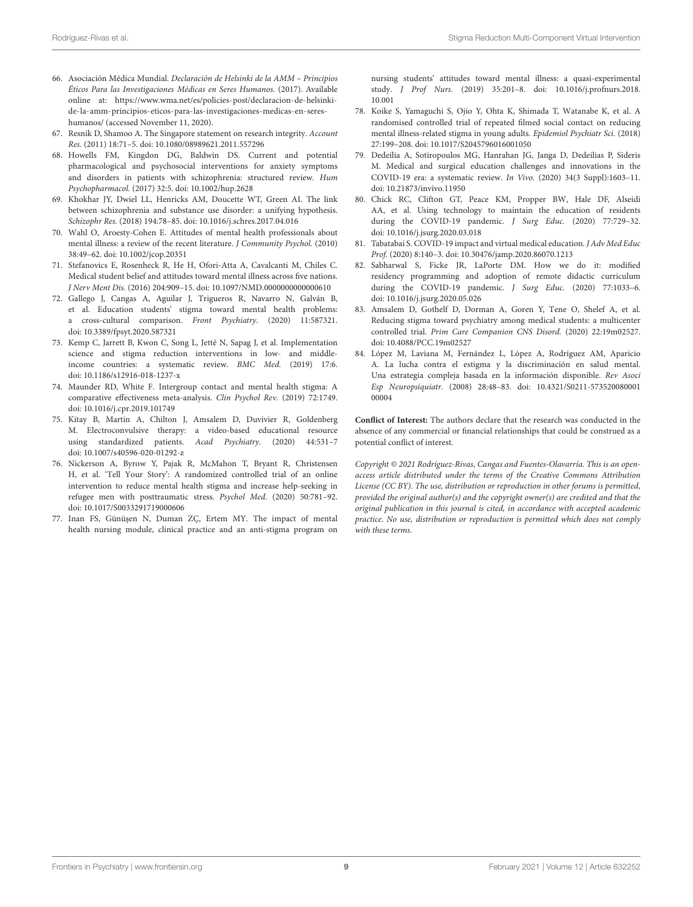66. Asociación Médica Mundial. *Declaración de Helsinki de la AMM – Principios Éticos Para las Investigaciones Médicas en Seres Humanos*. (2017). Available online at: https://www.wma.net/es/policies-post/declaracion-de-helsinki-de-la-amm-principios-eticos-para-las-investigaciones-medicas-en-seres-humanos/ (accessed November 11, 2020).
67. Resnik D, Shamoo A. The Singapore statement on research integrity. *Account Res*. (2011) 18:71–5. doi: 10.1080/08989621.2011.557296
68. Howells FM, Kingdon DG, Baldwin DS. Current and potential pharmacological and psychosocial interventions for anxiety symptoms and disorders in patients with schizophrenia: structured review. *Hum Psychopharmacol*. (2017) 32:5. doi: 10.1002/hup.2628
69. Khokhar JY, Dwiel LL, Henricks AM, Doucette WT, Green AI. The link between schizophrenia and substance use disorder: a unifying hypothesis. *Schizophr Res*. (2018) 194:78–85. doi: 10.1016/j.schres.2017.04.016
70. Wahl O, Aroesty-Cohen E. Attitudes of mental health professionals about mental illness: a review of the recent literature. *J Community Psychol*. (2010) 38:49–62. doi: 10.1002/jcop.20351
71. Stefanovics E, Rosenheck R, He H, Ofori-Atta A, Cavalcanti M, Chiles C. Medical student belief and attitudes toward mental illness across five nations. *J Nerv Ment Dis*. (2016) 204:909–15. doi: 10.1097/NMD.0000000000000610
72. Gallego J, Cangas A, Aguilar J, Trigueros R, Navarro N, Galván B, et al. Education students' stigma toward mental health problems: a cross-cultural comparison. *Front Psychiatry*. (2020) 11:587321. doi: 10.3389/fpsyt.2020.587321
73. Kemp C, Jarrett B, Kwon C, Song L, Jetté N, Sapag J, et al. Implementation science and stigma reduction interventions in low- and middle-income countries: a systematic review. *BMC Med*. (2019) 17:6. doi: 10.1186/s12916-018-1237-x
74. Maunder RD, White F. Intergroup contact and mental health stigma: A comparative effectiveness meta-analysis. *Clin Psychol Rev*. (2019) 72:1749. doi: 10.1016/j.cpr.2019.101749
75. Kitay B, Martin A, Chilton J, Amsalem D, Duvivier R, Goldenberg M. Electroconvulsive therapy: a video-based educational resource using standardized patients. *Acad Psychiatry*. (2020) 44:531–7 doi: 10.1007/s40596-020-01292-z
76. Nickerson A, Byrow Y, Pajak R, McMahon T, Bryant R, Christensen H, et al. 'Tell Your Story': A randomized controlled trial of an online intervention to reduce mental health stigma and increase help-seeking in refugee men with posttraumatic stress. *Psychol Med*. (2020) 50:781–92. doi: 10.1017/S0033291719000606
77. Inan FS, Günüşen N, Duman ZÇ, Ertem MY. The impact of mental health nursing module, clinical practice and an anti-stigma program on nursing students' attitudes toward mental illness: a quasi-experimental study. *J Prof Nurs*. (2019) 35:201–8. doi: 10.1016/j.profnurs.2018.10.001
78. Koike S, Yamaguchi S, Ojio Y, Ohta K, Shimada T, Watanabe K, et al. A randomised controlled trial of repeated filmed social contact on reducing mental illness-related stigma in young adults. *Epidemiol Psychiatr Sci*. (2018) 27:199–208. doi: 10.1017/S2045796016001050
79. Dedeilia A, Sotiropoulos MG, Hanrahan JG, Janga D, Dedeilias P, Sideris M. Medical and surgical education challenges and innovations in the COVID-19 era: a systematic review. *In Vivo*. (2020) 34(3 Suppl):1603–11. doi: 10.21873/invivo.11950
80. Chick RC, Clifton GT, Peace KM, Propper BW, Hale DF, Alseidi AA, et al. Using technology to maintain the education of residents during the COVID-19 pandemic. *J Surg Educ*. (2020) 77:729–32. doi: 10.1016/j.jsurg.2020.03.018
81. Tabatabai S. COVID-19 impact and virtual medical education. *J Adv Med Educ Prof*. (2020) 8:140–3. doi: 10.30476/jamp.2020.86070.1213
82. Sabharwal S, Ficke JR, LaPorte DM. How we do it: modified residency programming and adoption of remote didactic curriculum during the COVID-19 pandemic. *J Surg Educ*. (2020) 77:1033–6. doi: 10.1016/j.jsurg.2020.05.026
83. Amsalem D, Gothelf D, Dorman A, Goren Y, Tene O, Shelef A, et al. Reducing stigma toward psychiatry among medical students: a multicenter controlled trial. *Prim Care Companion CNS Disord*. (2020) 22:19m02527. doi: 10.4088/PCC.19m02527
84. López M, Laviana M, Fernández L, López A, Rodríguez AM, Aparicio A. La lucha contra el estigma y la discriminación en salud mental. Una estrategia compleja basada en la información disponible. *Rev Asoci Esp Neuropsiquiatr*. (2008) 28:48–83. doi: 10.4321/S0211-57352008000100004

**Conflict of Interest:** The authors declare that the research was conducted in the absence of any commercial or financial relationships that could be construed as a potential conflict of interest.

*Copyright © 2021 Rodríguez-Rivas, Cangas and Fuentes-Olavarría. This is an open-access article distributed under the terms of the Creative Commons Attribution License (CC BY). The use, distribution or reproduction in other forums is permitted, provided the original author(s) and the copyright owner(s) are credited and that the original publication in this journal is cited, in accordance with accepted academic practice. No use, distribution or reproduction is permitted which does not comply with these terms.*